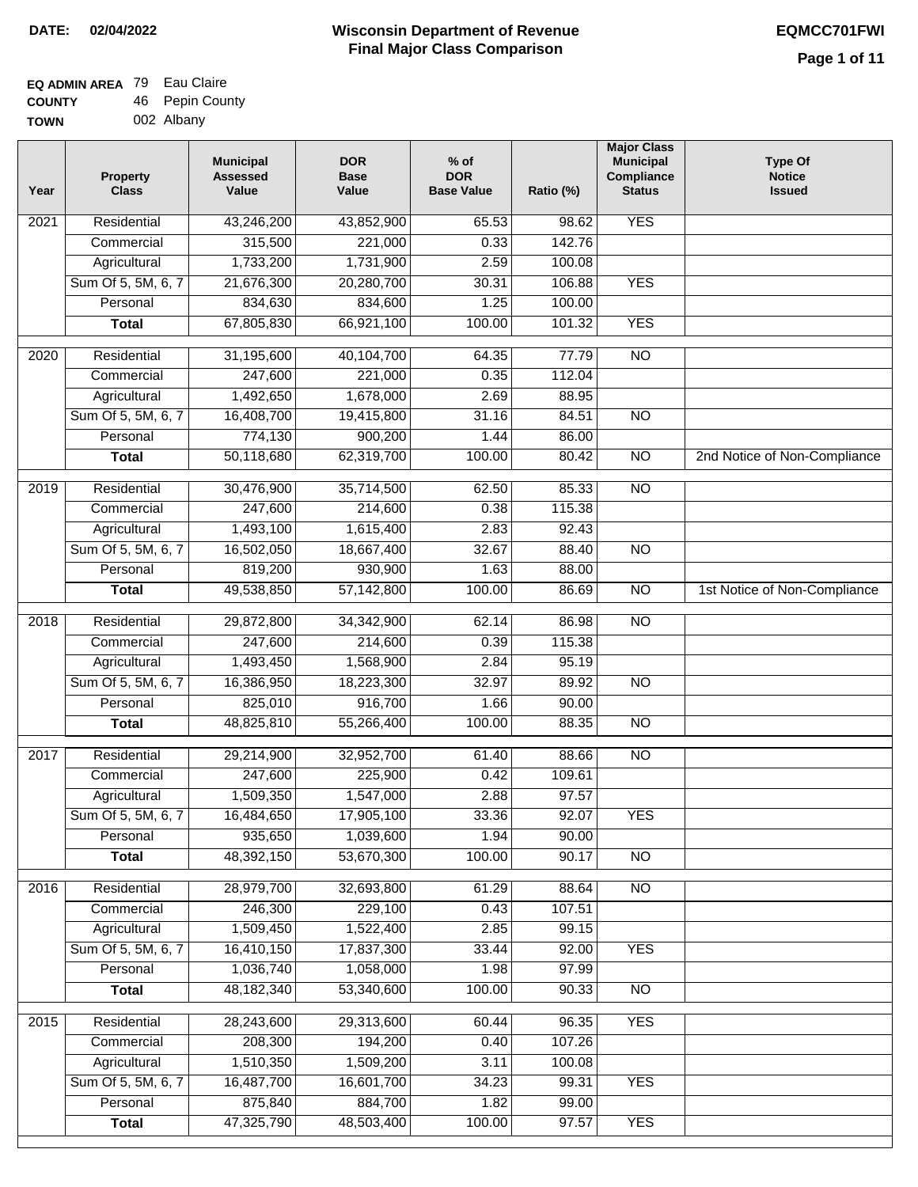**DATE: 02/04/2022**

# Wisconsin Department of Revenue
## Final Major Class Comparison

**EQMCC701FWI**

**EQ ADMIN AREA** 79 Eau Claire
**COUNTY** 46 Pepin County
**TOWN** 002 Albany

| Year | Property Class | Municipal Assessed Value | DOR Base Value | % of DOR Base Value | Ratio (%) | Major Class Municipal Compliance Status | Type Of Notice Issued |
|---|---|---|---|---|---|---|---|
| 2021 | Residential | 43,246,200 | 43,852,900 | 65.53 | 98.62 | YES | |
| | Commercial | 315,500 | 221,000 | 0.33 | 142.76 | | |
| | Agricultural | 1,733,200 | 1,731,900 | 2.59 | 100.08 | | |
| | Sum Of 5, 5M, 6, 7 | 21,676,300 | 20,280,700 | 30.31 | 106.88 | YES | |
| | Personal | 834,630 | 834,600 | 1.25 | 100.00 | | |
| | **Total** | 67,805,830 | 66,921,100 | 100.00 | 101.32 | YES | |
| 2020 | Residential | 31,195,600 | 40,104,700 | 64.35 | 77.79 | NO | |
| | Commercial | 247,600 | 221,000 | 0.35 | 112.04 | | |
| | Agricultural | 1,492,650 | 1,678,000 | 2.69 | 88.95 | | |
| | Sum Of 5, 5M, 6, 7 | 16,408,700 | 19,415,800 | 31.16 | 84.51 | NO | |
| | Personal | 774,130 | 900,200 | 1.44 | 86.00 | | |
| | **Total** | 50,118,680 | 62,319,700 | 100.00 | 80.42 | NO | 2nd Notice of Non-Compliance |
| 2019 | Residential | 30,476,900 | 35,714,500 | 62.50 | 85.33 | NO | |
| | Commercial | 247,600 | 214,600 | 0.38 | 115.38 | | |
| | Agricultural | 1,493,100 | 1,615,400 | 2.83 | 92.43 | | |
| | Sum Of 5, 5M, 6, 7 | 16,502,050 | 18,667,400 | 32.67 | 88.40 | NO | |
| | Personal | 819,200 | 930,900 | 1.63 | 88.00 | | |
| | **Total** | 49,538,850 | 57,142,800 | 100.00 | 86.69 | NO | 1st Notice of Non-Compliance |
| 2018 | Residential | 29,872,800 | 34,342,900 | 62.14 | 86.98 | NO | |
| | Commercial | 247,600 | 214,600 | 0.39 | 115.38 | | |
| | Agricultural | 1,493,450 | 1,568,900 | 2.84 | 95.19 | | |
| | Sum Of 5, 5M, 6, 7 | 16,386,950 | 18,223,300 | 32.97 | 89.92 | NO | |
| | Personal | 825,010 | 916,700 | 1.66 | 90.00 | | |
| | **Total** | 48,825,810 | 55,266,400 | 100.00 | 88.35 | NO | |
| 2017 | Residential | 29,214,900 | 32,952,700 | 61.40 | 88.66 | NO | |
| | Commercial | 247,600 | 225,900 | 0.42 | 109.61 | | |
| | Agricultural | 1,509,350 | 1,547,000 | 2.88 | 97.57 | | |
| | Sum Of 5, 5M, 6, 7 | 16,484,650 | 17,905,100 | 33.36 | 92.07 | YES | |
| | Personal | 935,650 | 1,039,600 | 1.94 | 90.00 | | |
| | **Total** | 48,392,150 | 53,670,300 | 100.00 | 90.17 | NO | |
| 2016 | Residential | 28,979,700 | 32,693,800 | 61.29 | 88.64 | NO | |
| | Commercial | 246,300 | 229,100 | 0.43 | 107.51 | | |
| | Agricultural | 1,509,450 | 1,522,400 | 2.85 | 99.15 | | |
| | Sum Of 5, 5M, 6, 7 | 16,410,150 | 17,837,300 | 33.44 | 92.00 | YES | |
| | Personal | 1,036,740 | 1,058,000 | 1.98 | 97.99 | | |
| | **Total** | 48,182,340 | 53,340,600 | 100.00 | 90.33 | NO | |
| 2015 | Residential | 28,243,600 | 29,313,600 | 60.44 | 96.35 | YES | |
| | Commercial | 208,300 | 194,200 | 0.40 | 107.26 | | |
| | Agricultural | 1,510,350 | 1,509,200 | 3.11 | 100.08 | | |
| | Sum Of 5, 5M, 6, 7 | 16,487,700 | 16,601,700 | 34.23 | 99.31 | YES | |
| | Personal | 875,840 | 884,700 | 1.82 | 99.00 | | |
| | **Total** | 47,325,790 | 48,503,400 | 100.00 | 97.57 | YES | |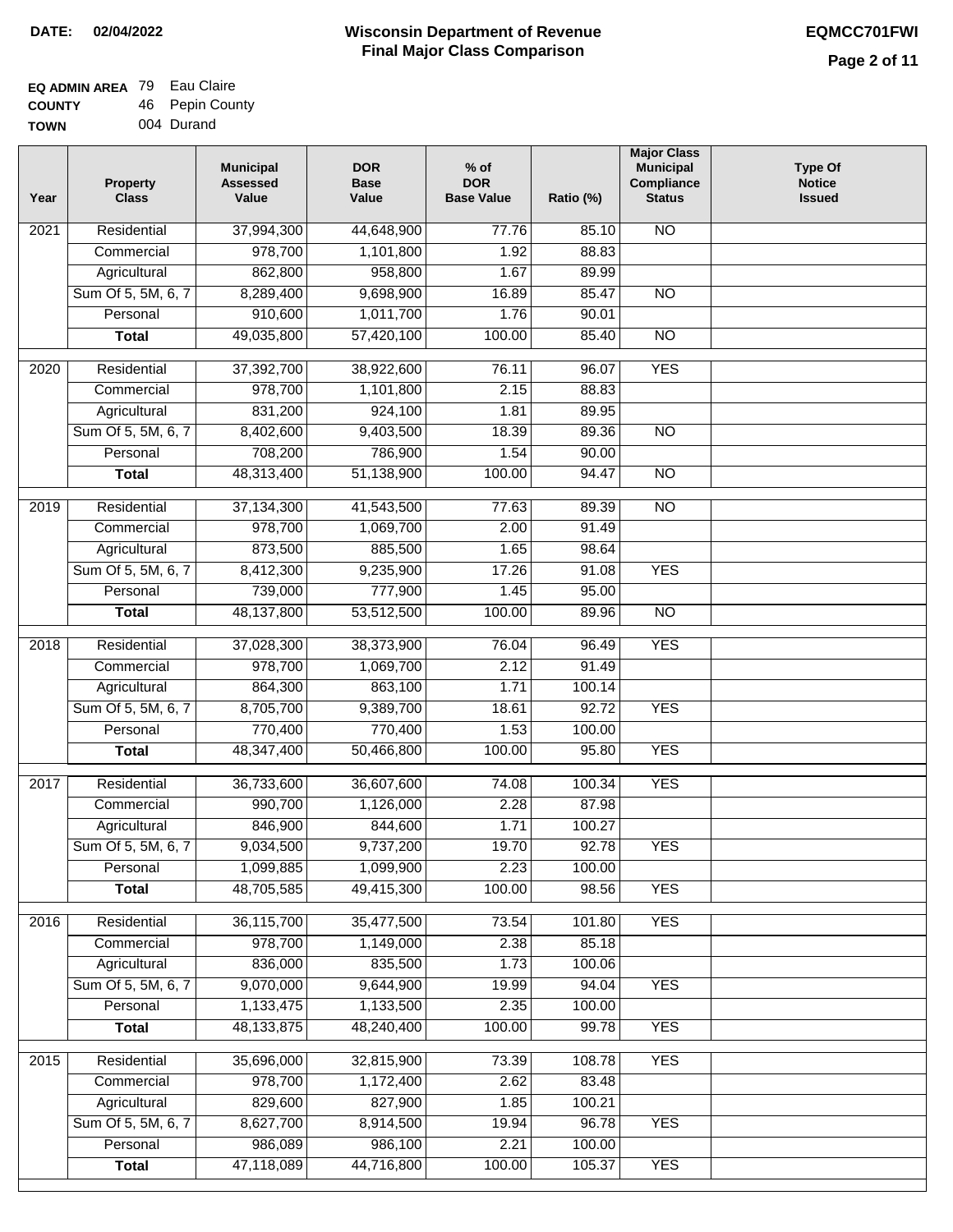**DATE: 02/04/2022**

# Wisconsin Department of Revenue
## Final Major Class Comparison

**EQMCC701FWI**

**EQ ADMIN AREA** 79 Eau Claire
**COUNTY** 46 Pepin County
**TOWN** 004 Durand

| Year | Property Class | Municipal Assessed Value | DOR Base Value | % of DOR Base Value | Ratio (%) | Major Class Municipal Compliance Status | Type Of Notice Issued |
|---|---|---|---|---|---|---|---|
| 2021 | Residential | 37,994,300 | 44,648,900 | 77.76 | 85.10 | NO | |
| | Commercial | 978,700 | 1,101,800 | 1.92 | 88.83 | | |
| | Agricultural | 862,800 | 958,800 | 1.67 | 89.99 | | |
| | Sum Of 5, 5M, 6, 7 | 8,289,400 | 9,698,900 | 16.89 | 85.47 | NO | |
| | Personal | 910,600 | 1,011,700 | 1.76 | 90.01 | | |
| | **Total** | 49,035,800 | 57,420,100 | 100.00 | 85.40 | NO | |
| 2020 | Residential | 37,392,700 | 38,922,600 | 76.11 | 96.07 | YES | |
| | Commercial | 978,700 | 1,101,800 | 2.15 | 88.83 | | |
| | Agricultural | 831,200 | 924,100 | 1.81 | 89.95 | | |
| | Sum Of 5, 5M, 6, 7 | 8,402,600 | 9,403,500 | 18.39 | 89.36 | NO | |
| | Personal | 708,200 | 786,900 | 1.54 | 90.00 | | |
| | **Total** | 48,313,400 | 51,138,900 | 100.00 | 94.47 | NO | |
| 2019 | Residential | 37,134,300 | 41,543,500 | 77.63 | 89.39 | NO | |
| | Commercial | 978,700 | 1,069,700 | 2.00 | 91.49 | | |
| | Agricultural | 873,500 | 885,500 | 1.65 | 98.64 | | |
| | Sum Of 5, 5M, 6, 7 | 8,412,300 | 9,235,900 | 17.26 | 91.08 | YES | |
| | Personal | 739,000 | 777,900 | 1.45 | 95.00 | | |
| | **Total** | 48,137,800 | 53,512,500 | 100.00 | 89.96 | NO | |
| 2018 | Residential | 37,028,300 | 38,373,900 | 76.04 | 96.49 | YES | |
| | Commercial | 978,700 | 1,069,700 | 2.12 | 91.49 | | |
| | Agricultural | 864,300 | 863,100 | 1.71 | 100.14 | | |
| | Sum Of 5, 5M, 6, 7 | 8,705,700 | 9,389,700 | 18.61 | 92.72 | YES | |
| | Personal | 770,400 | 770,400 | 1.53 | 100.00 | | |
| | **Total** | 48,347,400 | 50,466,800 | 100.00 | 95.80 | YES | |
| 2017 | Residential | 36,733,600 | 36,607,600 | 74.08 | 100.34 | YES | |
| | Commercial | 990,700 | 1,126,000 | 2.28 | 87.98 | | |
| | Agricultural | 846,900 | 844,600 | 1.71 | 100.27 | | |
| | Sum Of 5, 5M, 6, 7 | 9,034,500 | 9,737,200 | 19.70 | 92.78 | YES | |
| | Personal | 1,099,885 | 1,099,900 | 2.23 | 100.00 | | |
| | **Total** | 48,705,585 | 49,415,300 | 100.00 | 98.56 | YES | |
| 2016 | Residential | 36,115,700 | 35,477,500 | 73.54 | 101.80 | YES | |
| | Commercial | 978,700 | 1,149,000 | 2.38 | 85.18 | | |
| | Agricultural | 836,000 | 835,500 | 1.73 | 100.06 | | |
| | Sum Of 5, 5M, 6, 7 | 9,070,000 | 9,644,900 | 19.99 | 94.04 | YES | |
| | Personal | 1,133,475 | 1,133,500 | 2.35 | 100.00 | | |
| | **Total** | 48,133,875 | 48,240,400 | 100.00 | 99.78 | YES | |
| 2015 | Residential | 35,696,000 | 32,815,900 | 73.39 | 108.78 | YES | |
| | Commercial | 978,700 | 1,172,400 | 2.62 | 83.48 | | |
| | Agricultural | 829,600 | 827,900 | 1.85 | 100.21 | | |
| | Sum Of 5, 5M, 6, 7 | 8,627,700 | 8,914,500 | 19.94 | 96.78 | YES | |
| | Personal | 986,089 | 986,100 | 2.21 | 100.00 | | |
| | **Total** | 47,118,089 | 44,716,800 | 100.00 | 105.37 | YES | |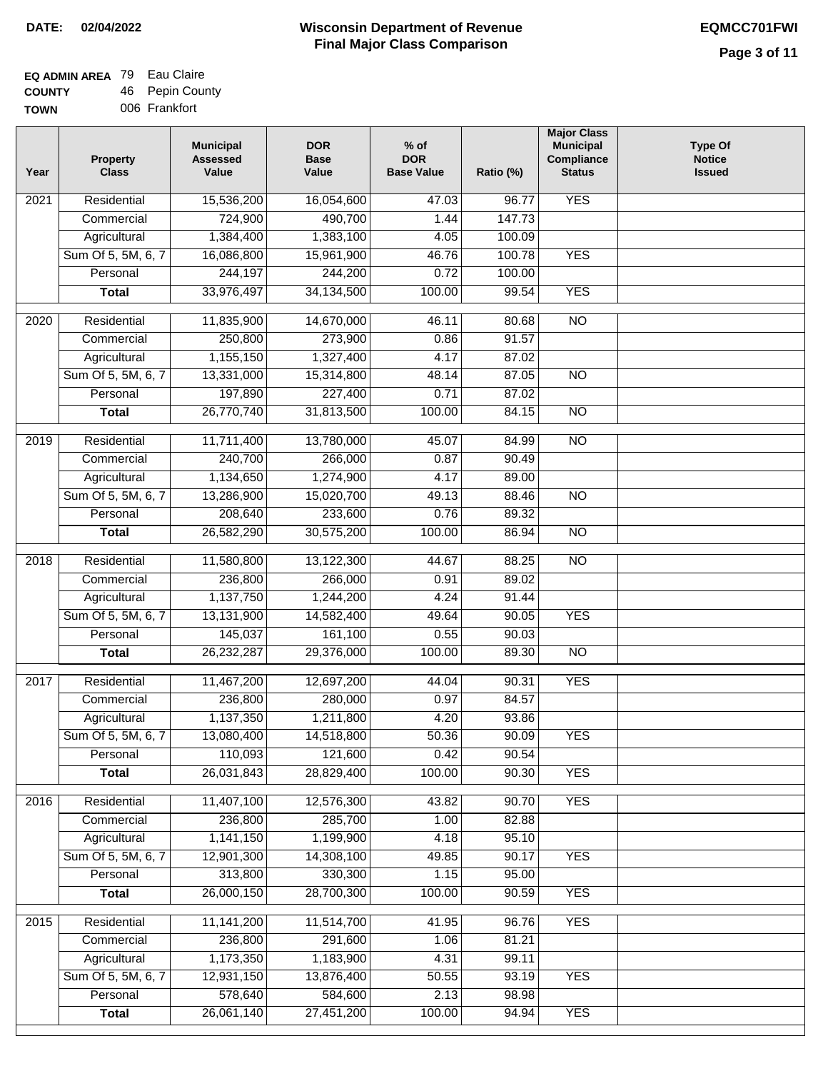**DATE: 02/04/2022**

# Wisconsin Department of Revenue
## Final Major Class Comparison

**EQMCC701FWI**

**EQ ADMIN AREA** 79 Eau Claire
**COUNTY** 46 Pepin County
**TOWN** 006 Frankfort

| Year | Property Class | Municipal Assessed Value | DOR Base Value | % of DOR Base Value | Ratio (%) | Major Class Municipal Compliance Status | Type Of Notice Issued |
|---|---|---|---|---|---|---|---|
| 2021 | Residential | 15,536,200 | 16,054,600 | 47.03 | 96.77 | YES | |
| | Commercial | 724,900 | 490,700 | 1.44 | 147.73 | | |
| | Agricultural | 1,384,400 | 1,383,100 | 4.05 | 100.09 | | |
| | Sum Of 5, 5M, 6, 7 | 16,086,800 | 15,961,900 | 46.76 | 100.78 | YES | |
| | Personal | 244,197 | 244,200 | 0.72 | 100.00 | | |
| | **Total** | 33,976,497 | 34,134,500 | 100.00 | 99.54 | YES | |
| 2020 | Residential | 11,835,900 | 14,670,000 | 46.11 | 80.68 | NO | |
| | Commercial | 250,800 | 273,900 | 0.86 | 91.57 | | |
| | Agricultural | 1,155,150 | 1,327,400 | 4.17 | 87.02 | | |
| | Sum Of 5, 5M, 6, 7 | 13,331,000 | 15,314,800 | 48.14 | 87.05 | NO | |
| | Personal | 197,890 | 227,400 | 0.71 | 87.02 | | |
| | **Total** | 26,770,740 | 31,813,500 | 100.00 | 84.15 | NO | |
| 2019 | Residential | 11,711,400 | 13,780,000 | 45.07 | 84.99 | NO | |
| | Commercial | 240,700 | 266,000 | 0.87 | 90.49 | | |
| | Agricultural | 1,134,650 | 1,274,900 | 4.17 | 89.00 | | |
| | Sum Of 5, 5M, 6, 7 | 13,286,900 | 15,020,700 | 49.13 | 88.46 | NO | |
| | Personal | 208,640 | 233,600 | 0.76 | 89.32 | | |
| | **Total** | 26,582,290 | 30,575,200 | 100.00 | 86.94 | NO | |
| 2018 | Residential | 11,580,800 | 13,122,300 | 44.67 | 88.25 | NO | |
| | Commercial | 236,800 | 266,000 | 0.91 | 89.02 | | |
| | Agricultural | 1,137,750 | 1,244,200 | 4.24 | 91.44 | | |
| | Sum Of 5, 5M, 6, 7 | 13,131,900 | 14,582,400 | 49.64 | 90.05 | YES | |
| | Personal | 145,037 | 161,100 | 0.55 | 90.03 | | |
| | **Total** | 26,232,287 | 29,376,000 | 100.00 | 89.30 | NO | |
| 2017 | Residential | 11,467,200 | 12,697,200 | 44.04 | 90.31 | YES | |
| | Commercial | 236,800 | 280,000 | 0.97 | 84.57 | | |
| | Agricultural | 1,137,350 | 1,211,800 | 4.20 | 93.86 | | |
| | Sum Of 5, 5M, 6, 7 | 13,080,400 | 14,518,800 | 50.36 | 90.09 | YES | |
| | Personal | 110,093 | 121,600 | 0.42 | 90.54 | | |
| | **Total** | 26,031,843 | 28,829,400 | 100.00 | 90.30 | YES | |
| 2016 | Residential | 11,407,100 | 12,576,300 | 43.82 | 90.70 | YES | |
| | Commercial | 236,800 | 285,700 | 1.00 | 82.88 | | |
| | Agricultural | 1,141,150 | 1,199,900 | 4.18 | 95.10 | | |
| | Sum Of 5, 5M, 6, 7 | 12,901,300 | 14,308,100 | 49.85 | 90.17 | YES | |
| | Personal | 313,800 | 330,300 | 1.15 | 95.00 | | |
| | **Total** | 26,000,150 | 28,700,300 | 100.00 | 90.59 | YES | |
| 2015 | Residential | 11,141,200 | 11,514,700 | 41.95 | 96.76 | YES | |
| | Commercial | 236,800 | 291,600 | 1.06 | 81.21 | | |
| | Agricultural | 1,173,350 | 1,183,900 | 4.31 | 99.11 | | |
| | Sum Of 5, 5M, 6, 7 | 12,931,150 | 13,876,400 | 50.55 | 93.19 | YES | |
| | Personal | 578,640 | 584,600 | 2.13 | 98.98 | | |
| | **Total** | 26,061,140 | 27,451,200 | 100.00 | 94.94 | YES | |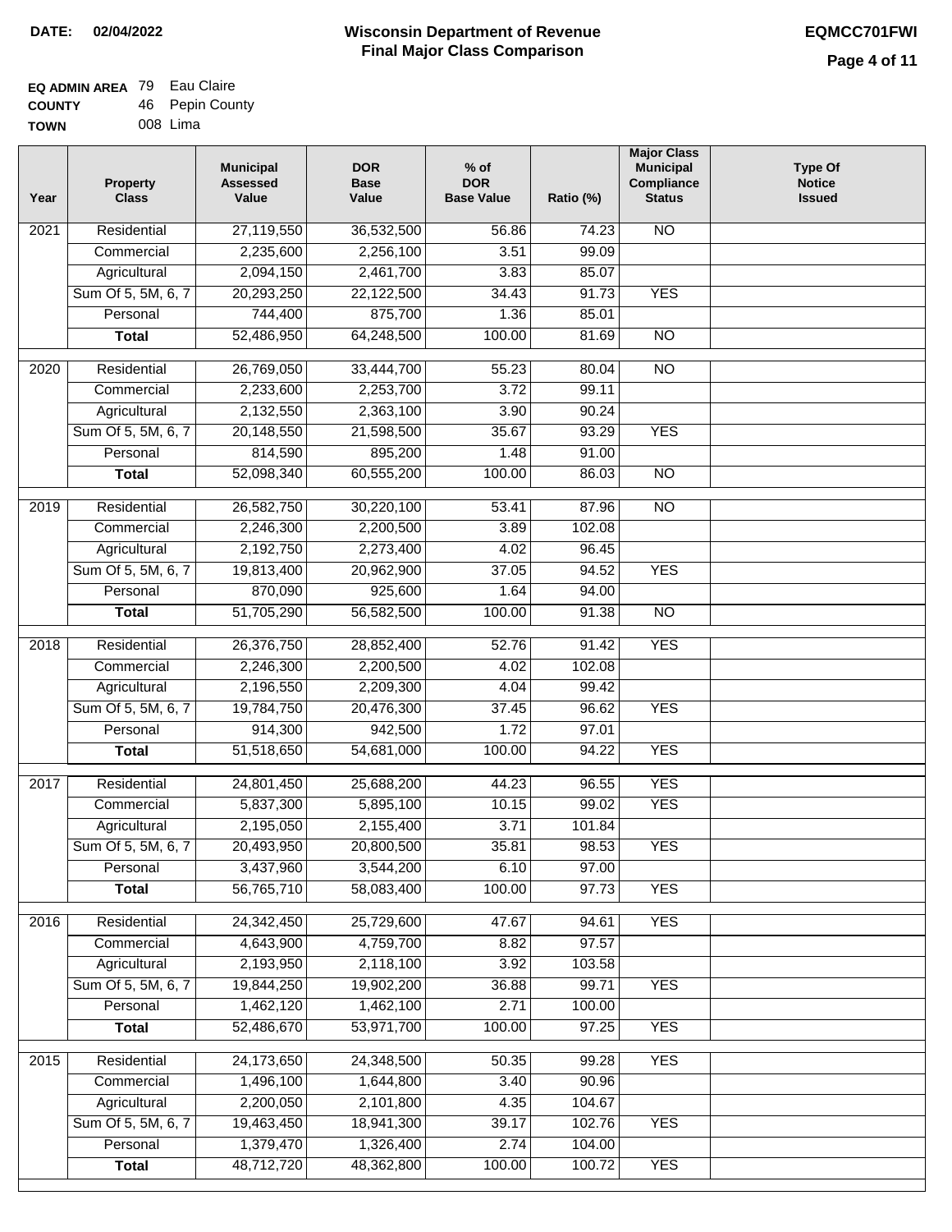**DATE: 02/04/2022**

# Wisconsin Department of Revenue
## Final Major Class Comparison

**EQMCC701FWI**

**EQ ADMIN AREA** 79 Eau Claire
**COUNTY** 46 Pepin County
**TOWN** 008 Lima

| Year | Property Class | Municipal Assessed Value | DOR Base Value | % of DOR Base Value | Ratio (%) | Major Class Municipal Compliance Status | Type Of Notice Issued |
|---|---|---|---|---|---|---|---|
| 2021 | Residential | 27,119,550 | 36,532,500 | 56.86 | 74.23 | NO | |
| | Commercial | 2,235,600 | 2,256,100 | 3.51 | 99.09 | | |
| | Agricultural | 2,094,150 | 2,461,700 | 3.83 | 85.07 | | |
| | Sum Of 5, 5M, 6, 7 | 20,293,250 | 22,122,500 | 34.43 | 91.73 | YES | |
| | Personal | 744,400 | 875,700 | 1.36 | 85.01 | | |
| | **Total** | 52,486,950 | 64,248,500 | 100.00 | 81.69 | NO | |
| 2020 | Residential | 26,769,050 | 33,444,700 | 55.23 | 80.04 | NO | |
| | Commercial | 2,233,600 | 2,253,700 | 3.72 | 99.11 | | |
| | Agricultural | 2,132,550 | 2,363,100 | 3.90 | 90.24 | | |
| | Sum Of 5, 5M, 6, 7 | 20,148,550 | 21,598,500 | 35.67 | 93.29 | YES | |
| | Personal | 814,590 | 895,200 | 1.48 | 91.00 | | |
| | **Total** | 52,098,340 | 60,555,200 | 100.00 | 86.03 | NO | |
| 2019 | Residential | 26,582,750 | 30,220,100 | 53.41 | 87.96 | NO | |
| | Commercial | 2,246,300 | 2,200,500 | 3.89 | 102.08 | | |
| | Agricultural | 2,192,750 | 2,273,400 | 4.02 | 96.45 | | |
| | Sum Of 5, 5M, 6, 7 | 19,813,400 | 20,962,900 | 37.05 | 94.52 | YES | |
| | Personal | 870,090 | 925,600 | 1.64 | 94.00 | | |
| | **Total** | 51,705,290 | 56,582,500 | 100.00 | 91.38 | NO | |
| 2018 | Residential | 26,376,750 | 28,852,400 | 52.76 | 91.42 | YES | |
| | Commercial | 2,246,300 | 2,200,500 | 4.02 | 102.08 | | |
| | Agricultural | 2,196,550 | 2,209,300 | 4.04 | 99.42 | | |
| | Sum Of 5, 5M, 6, 7 | 19,784,750 | 20,476,300 | 37.45 | 96.62 | YES | |
| | Personal | 914,300 | 942,500 | 1.72 | 97.01 | | |
| | **Total** | 51,518,650 | 54,681,000 | 100.00 | 94.22 | YES | |
| 2017 | Residential | 24,801,450 | 25,688,200 | 44.23 | 96.55 | YES | |
| | Commercial | 5,837,300 | 5,895,100 | 10.15 | 99.02 | YES | |
| | Agricultural | 2,195,050 | 2,155,400 | 3.71 | 101.84 | | |
| | Sum Of 5, 5M, 6, 7 | 20,493,950 | 20,800,500 | 35.81 | 98.53 | YES | |
| | Personal | 3,437,960 | 3,544,200 | 6.10 | 97.00 | | |
| | **Total** | 56,765,710 | 58,083,400 | 100.00 | 97.73 | YES | |
| 2016 | Residential | 24,342,450 | 25,729,600 | 47.67 | 94.61 | YES | |
| | Commercial | 4,643,900 | 4,759,700 | 8.82 | 97.57 | | |
| | Agricultural | 2,193,950 | 2,118,100 | 3.92 | 103.58 | | |
| | Sum Of 5, 5M, 6, 7 | 19,844,250 | 19,902,200 | 36.88 | 99.71 | YES | |
| | Personal | 1,462,120 | 1,462,100 | 2.71 | 100.00 | | |
| | **Total** | 52,486,670 | 53,971,700 | 100.00 | 97.25 | YES | |
| 2015 | Residential | 24,173,650 | 24,348,500 | 50.35 | 99.28 | YES | |
| | Commercial | 1,496,100 | 1,644,800 | 3.40 | 90.96 | | |
| | Agricultural | 2,200,050 | 2,101,800 | 4.35 | 104.67 | | |
| | Sum Of 5, 5M, 6, 7 | 19,463,450 | 18,941,300 | 39.17 | 102.76 | YES | |
| | Personal | 1,379,470 | 1,326,400 | 2.74 | 104.00 | | |
| | **Total** | 48,712,720 | 48,362,800 | 100.00 | 100.72 | YES | |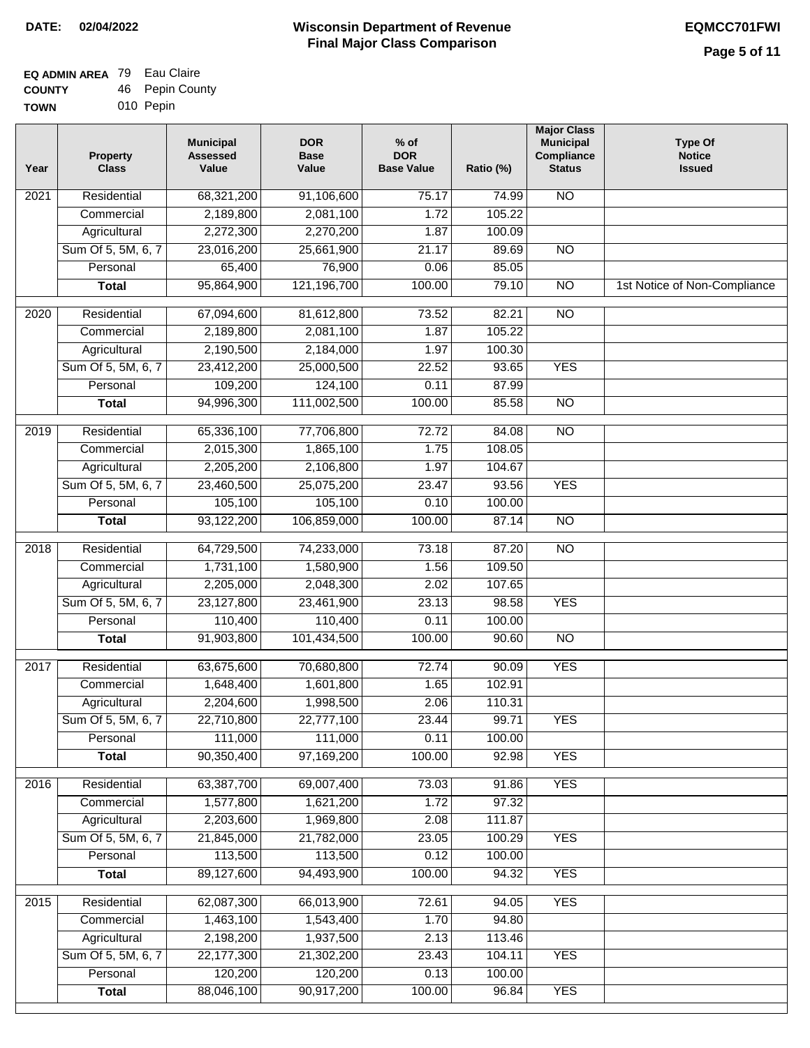**DATE: 02/04/2022**

# Wisconsin Department of Revenue
## Final Major Class Comparison

**EQMCC701FWI**

**EQ ADMIN AREA** 79 Eau Claire
**COUNTY** 46 Pepin County
**TOWN** 010 Pepin

| Year | Property Class | Municipal Assessed Value | DOR Base Value | % of DOR Base Value | Ratio (%) | Major Class Municipal Compliance Status | Type Of Notice Issued |
|---|---|---|---|---|---|---|---|
| 2021 | Residential | 68,321,200 | 91,106,600 | 75.17 | 74.99 | NO | |
| | Commercial | 2,189,800 | 2,081,100 | 1.72 | 105.22 | | |
| | Agricultural | 2,272,300 | 2,270,200 | 1.87 | 100.09 | | |
| | Sum Of 5, 5M, 6, 7 | 23,016,200 | 25,661,900 | 21.17 | 89.69 | NO | |
| | Personal | 65,400 | 76,900 | 0.06 | 85.05 | | |
| | **Total** | 95,864,900 | 121,196,700 | 100.00 | 79.10 | NO | 1st Notice of Non-Compliance |
| 2020 | Residential | 67,094,600 | 81,612,800 | 73.52 | 82.21 | NO | |
| | Commercial | 2,189,800 | 2,081,100 | 1.87 | 105.22 | | |
| | Agricultural | 2,190,500 | 2,184,000 | 1.97 | 100.30 | | |
| | Sum Of 5, 5M, 6, 7 | 23,412,200 | 25,000,500 | 22.52 | 93.65 | YES | |
| | Personal | 109,200 | 124,100 | 0.11 | 87.99 | | |
| | **Total** | 94,996,300 | 111,002,500 | 100.00 | 85.58 | NO | |
| 2019 | Residential | 65,336,100 | 77,706,800 | 72.72 | 84.08 | NO | |
| | Commercial | 2,015,300 | 1,865,100 | 1.75 | 108.05 | | |
| | Agricultural | 2,205,200 | 2,106,800 | 1.97 | 104.67 | | |
| | Sum Of 5, 5M, 6, 7 | 23,460,500 | 25,075,200 | 23.47 | 93.56 | YES | |
| | Personal | 105,100 | 105,100 | 0.10 | 100.00 | | |
| | **Total** | 93,122,200 | 106,859,000 | 100.00 | 87.14 | NO | |
| 2018 | Residential | 64,729,500 | 74,233,000 | 73.18 | 87.20 | NO | |
| | Commercial | 1,731,100 | 1,580,900 | 1.56 | 109.50 | | |
| | Agricultural | 2,205,000 | 2,048,300 | 2.02 | 107.65 | | |
| | Sum Of 5, 5M, 6, 7 | 23,127,800 | 23,461,900 | 23.13 | 98.58 | YES | |
| | Personal | 110,400 | 110,400 | 0.11 | 100.00 | | |
| | **Total** | 91,903,800 | 101,434,500 | 100.00 | 90.60 | NO | |
| 2017 | Residential | 63,675,600 | 70,680,800 | 72.74 | 90.09 | YES | |
| | Commercial | 1,648,400 | 1,601,800 | 1.65 | 102.91 | | |
| | Agricultural | 2,204,600 | 1,998,500 | 2.06 | 110.31 | | |
| | Sum Of 5, 5M, 6, 7 | 22,710,800 | 22,777,100 | 23.44 | 99.71 | YES | |
| | Personal | 111,000 | 111,000 | 0.11 | 100.00 | | |
| | **Total** | 90,350,400 | 97,169,200 | 100.00 | 92.98 | YES | |
| 2016 | Residential | 63,387,700 | 69,007,400 | 73.03 | 91.86 | YES | |
| | Commercial | 1,577,800 | 1,621,200 | 1.72 | 97.32 | | |
| | Agricultural | 2,203,600 | 1,969,800 | 2.08 | 111.87 | | |
| | Sum Of 5, 5M, 6, 7 | 21,845,000 | 21,782,000 | 23.05 | 100.29 | YES | |
| | Personal | 113,500 | 113,500 | 0.12 | 100.00 | | |
| | **Total** | 89,127,600 | 94,493,900 | 100.00 | 94.32 | YES | |
| 2015 | Residential | 62,087,300 | 66,013,900 | 72.61 | 94.05 | YES | |
| | Commercial | 1,463,100 | 1,543,400 | 1.70 | 94.80 | | |
| | Agricultural | 2,198,200 | 1,937,500 | 2.13 | 113.46 | | |
| | Sum Of 5, 5M, 6, 7 | 22,177,300 | 21,302,200 | 23.43 | 104.11 | YES | |
| | Personal | 120,200 | 120,200 | 0.13 | 100.00 | | |
| | **Total** | 88,046,100 | 90,917,200 | 100.00 | 96.84 | YES | |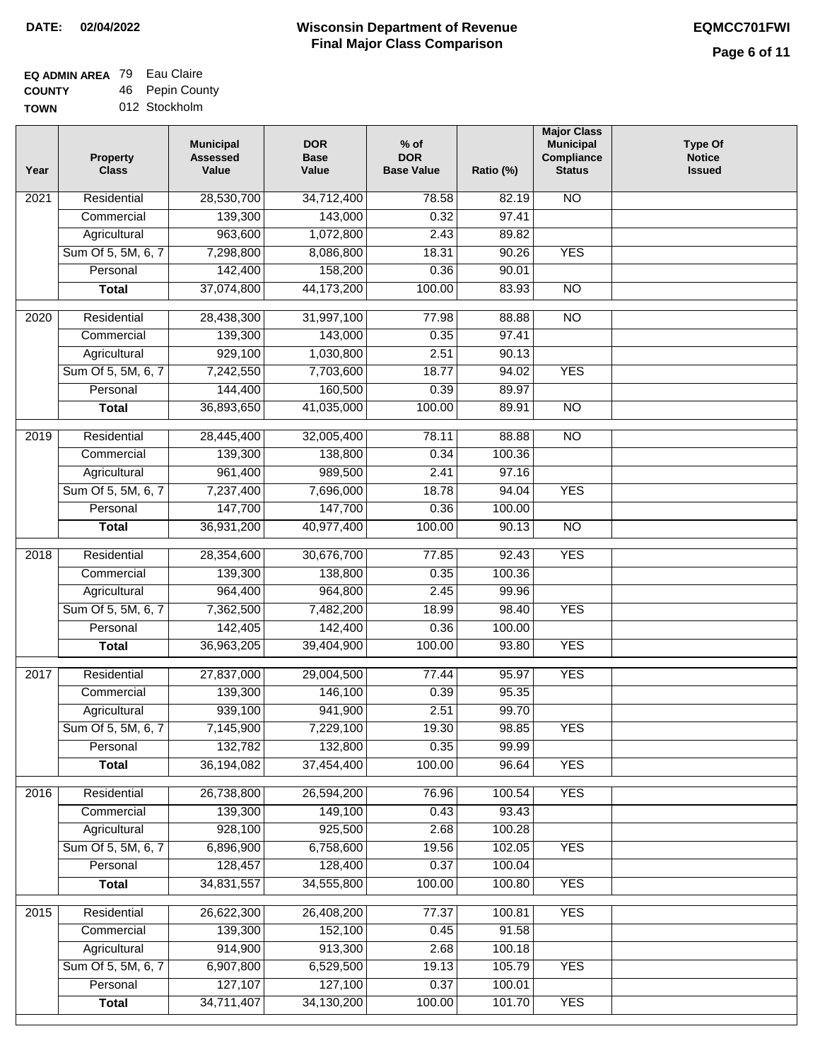**DATE: 02/04/2022**

# Wisconsin Department of Revenue
## Final Major Class Comparison

**EQMCC701FWI**

**EQ ADMIN AREA** 79 Eau Claire
**COUNTY** 46 Pepin County
**TOWN** 012 Stockholm

| Year | Property Class | Municipal Assessed Value | DOR Base Value | % of DOR Base Value | Ratio (%) | Major Class Municipal Compliance Status | Type Of Notice Issued |
|---|---|---|---|---|---|---|---|
| 2021 | Residential | 28,530,700 | 34,712,400 | 78.58 | 82.19 | NO | |
| | Commercial | 139,300 | 143,000 | 0.32 | 97.41 | | |
| | Agricultural | 963,600 | 1,072,800 | 2.43 | 89.82 | | |
| | Sum Of 5, 5M, 6, 7 | 7,298,800 | 8,086,800 | 18.31 | 90.26 | YES | |
| | Personal | 142,400 | 158,200 | 0.36 | 90.01 | | |
| | **Total** | 37,074,800 | 44,173,200 | 100.00 | 83.93 | NO | |
| 2020 | Residential | 28,438,300 | 31,997,100 | 77.98 | 88.88 | NO | |
| | Commercial | 139,300 | 143,000 | 0.35 | 97.41 | | |
| | Agricultural | 929,100 | 1,030,800 | 2.51 | 90.13 | | |
| | Sum Of 5, 5M, 6, 7 | 7,242,550 | 7,703,600 | 18.77 | 94.02 | YES | |
| | Personal | 144,400 | 160,500 | 0.39 | 89.97 | | |
| | **Total** | 36,893,650 | 41,035,000 | 100.00 | 89.91 | NO | |
| 2019 | Residential | 28,445,400 | 32,005,400 | 78.11 | 88.88 | NO | |
| | Commercial | 139,300 | 138,800 | 0.34 | 100.36 | | |
| | Agricultural | 961,400 | 989,500 | 2.41 | 97.16 | | |
| | Sum Of 5, 5M, 6, 7 | 7,237,400 | 7,696,000 | 18.78 | 94.04 | YES | |
| | Personal | 147,700 | 147,700 | 0.36 | 100.00 | | |
| | **Total** | 36,931,200 | 40,977,400 | 100.00 | 90.13 | NO | |
| 2018 | Residential | 28,354,600 | 30,676,700 | 77.85 | 92.43 | YES | |
| | Commercial | 139,300 | 138,800 | 0.35 | 100.36 | | |
| | Agricultural | 964,400 | 964,800 | 2.45 | 99.96 | | |
| | Sum Of 5, 5M, 6, 7 | 7,362,500 | 7,482,200 | 18.99 | 98.40 | YES | |
| | Personal | 142,405 | 142,400 | 0.36 | 100.00 | | |
| | **Total** | 36,963,205 | 39,404,900 | 100.00 | 93.80 | YES | |
| 2017 | Residential | 27,837,000 | 29,004,500 | 77.44 | 95.97 | YES | |
| | Commercial | 139,300 | 146,100 | 0.39 | 95.35 | | |
| | Agricultural | 939,100 | 941,900 | 2.51 | 99.70 | | |
| | Sum Of 5, 5M, 6, 7 | 7,145,900 | 7,229,100 | 19.30 | 98.85 | YES | |
| | Personal | 132,782 | 132,800 | 0.35 | 99.99 | | |
| | **Total** | 36,194,082 | 37,454,400 | 100.00 | 96.64 | YES | |
| 2016 | Residential | 26,738,800 | 26,594,200 | 76.96 | 100.54 | YES | |
| | Commercial | 139,300 | 149,100 | 0.43 | 93.43 | | |
| | Agricultural | 928,100 | 925,500 | 2.68 | 100.28 | | |
| | Sum Of 5, 5M, 6, 7 | 6,896,900 | 6,758,600 | 19.56 | 102.05 | YES | |
| | Personal | 128,457 | 128,400 | 0.37 | 100.04 | | |
| | **Total** | 34,831,557 | 34,555,800 | 100.00 | 100.80 | YES | |
| 2015 | Residential | 26,622,300 | 26,408,200 | 77.37 | 100.81 | YES | |
| | Commercial | 139,300 | 152,100 | 0.45 | 91.58 | | |
| | Agricultural | 914,900 | 913,300 | 2.68 | 100.18 | | |
| | Sum Of 5, 5M, 6, 7 | 6,907,800 | 6,529,500 | 19.13 | 105.79 | YES | |
| | Personal | 127,107 | 127,100 | 0.37 | 100.01 | | |
| | **Total** | 34,711,407 | 34,130,200 | 100.00 | 101.70 | YES | |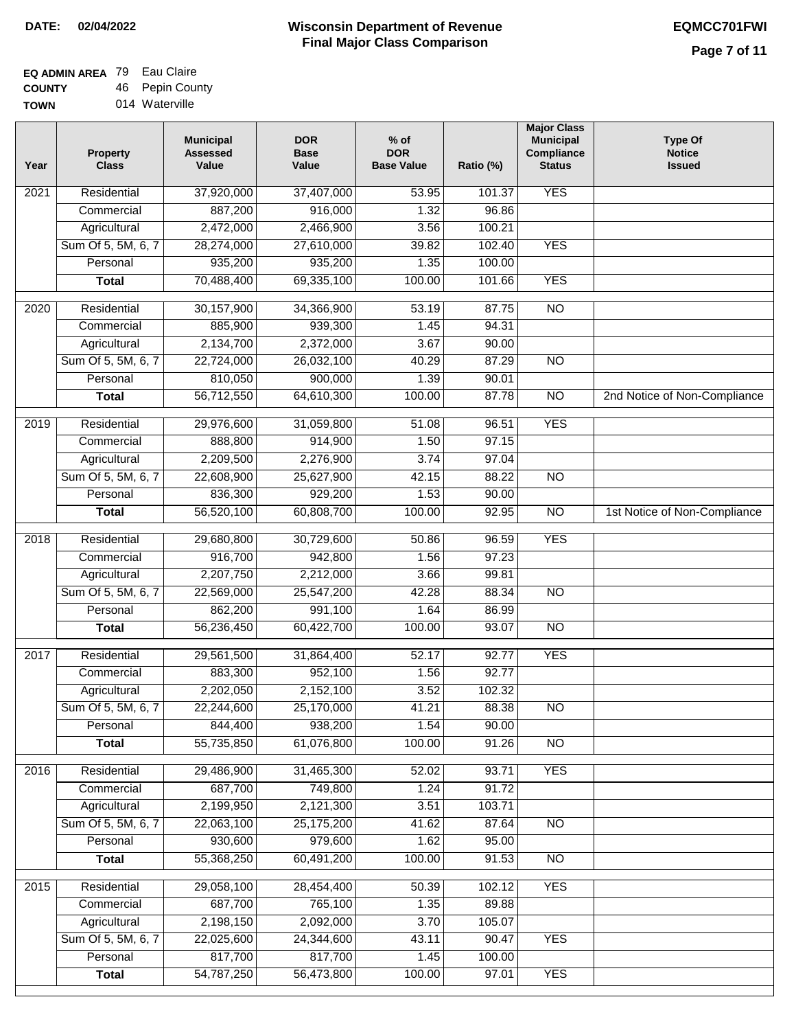**DATE: 02/04/2022**

# Wisconsin Department of Revenue
## Final Major Class Comparison

**EQMCC701FWI**

**EQ ADMIN AREA** 79 Eau Claire
**COUNTY** 46 Pepin County
**TOWN** 014 Waterville

| Year | Property Class | Municipal Assessed Value | DOR Base Value | % of DOR Base Value | Ratio (%) | Major Class Municipal Compliance Status | Type Of Notice Issued |
|---|---|---|---|---|---|---|---|
| 2021 | Residential | 37,920,000 | 37,407,000 | 53.95 | 101.37 | YES | |
| | Commercial | 887,200 | 916,000 | 1.32 | 96.86 | | |
| | Agricultural | 2,472,000 | 2,466,900 | 3.56 | 100.21 | | |
| | Sum Of 5, 5M, 6, 7 | 28,274,000 | 27,610,000 | 39.82 | 102.40 | YES | |
| | Personal | 935,200 | 935,200 | 1.35 | 100.00 | | |
| | **Total** | 70,488,400 | 69,335,100 | 100.00 | 101.66 | YES | |
| 2020 | Residential | 30,157,900 | 34,366,900 | 53.19 | 87.75 | NO | |
| | Commercial | 885,900 | 939,300 | 1.45 | 94.31 | | |
| | Agricultural | 2,134,700 | 2,372,000 | 3.67 | 90.00 | | |
| | Sum Of 5, 5M, 6, 7 | 22,724,000 | 26,032,100 | 40.29 | 87.29 | NO | |
| | Personal | 810,050 | 900,000 | 1.39 | 90.01 | | |
| | **Total** | 56,712,550 | 64,610,300 | 100.00 | 87.78 | NO | 2nd Notice of Non-Compliance |
| 2019 | Residential | 29,976,600 | 31,059,800 | 51.08 | 96.51 | YES | |
| | Commercial | 888,800 | 914,900 | 1.50 | 97.15 | | |
| | Agricultural | 2,209,500 | 2,276,900 | 3.74 | 97.04 | | |
| | Sum Of 5, 5M, 6, 7 | 22,608,900 | 25,627,900 | 42.15 | 88.22 | NO | |
| | Personal | 836,300 | 929,200 | 1.53 | 90.00 | | |
| | **Total** | 56,520,100 | 60,808,700 | 100.00 | 92.95 | NO | 1st Notice of Non-Compliance |
| 2018 | Residential | 29,680,800 | 30,729,600 | 50.86 | 96.59 | YES | |
| | Commercial | 916,700 | 942,800 | 1.56 | 97.23 | | |
| | Agricultural | 2,207,750 | 2,212,000 | 3.66 | 99.81 | | |
| | Sum Of 5, 5M, 6, 7 | 22,569,000 | 25,547,200 | 42.28 | 88.34 | NO | |
| | Personal | 862,200 | 991,100 | 1.64 | 86.99 | | |
| | **Total** | 56,236,450 | 60,422,700 | 100.00 | 93.07 | NO | |
| 2017 | Residential | 29,561,500 | 31,864,400 | 52.17 | 92.77 | YES | |
| | Commercial | 883,300 | 952,100 | 1.56 | 92.77 | | |
| | Agricultural | 2,202,050 | 2,152,100 | 3.52 | 102.32 | | |
| | Sum Of 5, 5M, 6, 7 | 22,244,600 | 25,170,000 | 41.21 | 88.38 | NO | |
| | Personal | 844,400 | 938,200 | 1.54 | 90.00 | | |
| | **Total** | 55,735,850 | 61,076,800 | 100.00 | 91.26 | NO | |
| 2016 | Residential | 29,486,900 | 31,465,300 | 52.02 | 93.71 | YES | |
| | Commercial | 687,700 | 749,800 | 1.24 | 91.72 | | |
| | Agricultural | 2,199,950 | 2,121,300 | 3.51 | 103.71 | | |
| | Sum Of 5, 5M, 6, 7 | 22,063,100 | 25,175,200 | 41.62 | 87.64 | NO | |
| | Personal | 930,600 | 979,600 | 1.62 | 95.00 | | |
| | **Total** | 55,368,250 | 60,491,200 | 100.00 | 91.53 | NO | |
| 2015 | Residential | 29,058,100 | 28,454,400 | 50.39 | 102.12 | YES | |
| | Commercial | 687,700 | 765,100 | 1.35 | 89.88 | | |
| | Agricultural | 2,198,150 | 2,092,000 | 3.70 | 105.07 | | |
| | Sum Of 5, 5M, 6, 7 | 22,025,600 | 24,344,600 | 43.11 | 90.47 | YES | |
| | Personal | 817,700 | 817,700 | 1.45 | 100.00 | | |
| | **Total** | 54,787,250 | 56,473,800 | 100.00 | 97.01 | YES | |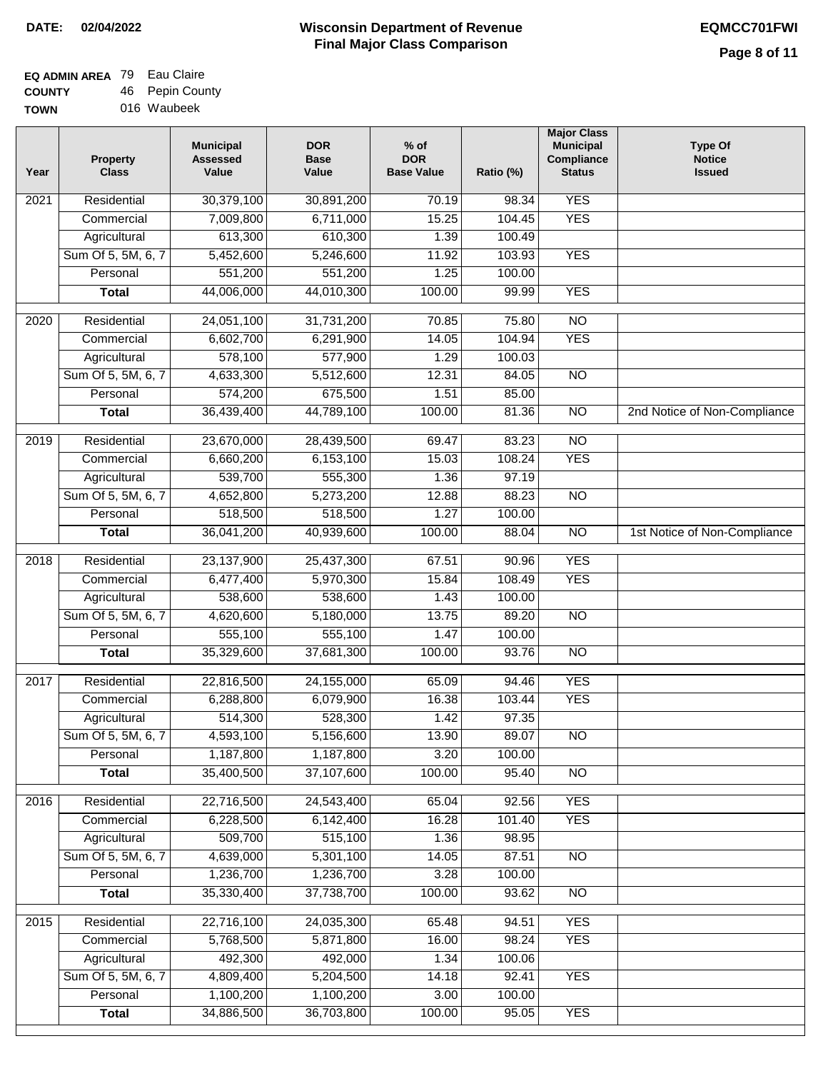**DATE: 02/04/2022**

# Wisconsin Department of Revenue
## Final Major Class Comparison

**EQMCC701FWI**

**EQ ADMIN AREA** 79 Eau Claire
**COUNTY** 46 Pepin County
**TOWN** 016 Waubeek

| Year | Property Class | Municipal Assessed Value | DOR Base Value | % of DOR Base Value | Ratio (%) | Major Class Municipal Compliance Status | Type Of Notice Issued |
|---|---|---|---|---|---|---|---|
| 2021 | Residential | 30,379,100 | 30,891,200 | 70.19 | 98.34 | YES | |
| | Commercial | 7,009,800 | 6,711,000 | 15.25 | 104.45 | YES | |
| | Agricultural | 613,300 | 610,300 | 1.39 | 100.49 | | |
| | Sum Of 5, 5M, 6, 7 | 5,452,600 | 5,246,600 | 11.92 | 103.93 | YES | |
| | Personal | 551,200 | 551,200 | 1.25 | 100.00 | | |
| | **Total** | 44,006,000 | 44,010,300 | 100.00 | 99.99 | YES | |
| 2020 | Residential | 24,051,100 | 31,731,200 | 70.85 | 75.80 | NO | |
| | Commercial | 6,602,700 | 6,291,900 | 14.05 | 104.94 | YES | |
| | Agricultural | 578,100 | 577,900 | 1.29 | 100.03 | | |
| | Sum Of 5, 5M, 6, 7 | 4,633,300 | 5,512,600 | 12.31 | 84.05 | NO | |
| | Personal | 574,200 | 675,500 | 1.51 | 85.00 | | |
| | **Total** | 36,439,400 | 44,789,100 | 100.00 | 81.36 | NO | 2nd Notice of Non-Compliance |
| 2019 | Residential | 23,670,000 | 28,439,500 | 69.47 | 83.23 | NO | |
| | Commercial | 6,660,200 | 6,153,100 | 15.03 | 108.24 | YES | |
| | Agricultural | 539,700 | 555,300 | 1.36 | 97.19 | | |
| | Sum Of 5, 5M, 6, 7 | 4,652,800 | 5,273,200 | 12.88 | 88.23 | NO | |
| | Personal | 518,500 | 518,500 | 1.27 | 100.00 | | |
| | **Total** | 36,041,200 | 40,939,600 | 100.00 | 88.04 | NO | 1st Notice of Non-Compliance |
| 2018 | Residential | 23,137,900 | 25,437,300 | 67.51 | 90.96 | YES | |
| | Commercial | 6,477,400 | 5,970,300 | 15.84 | 108.49 | YES | |
| | Agricultural | 538,600 | 538,600 | 1.43 | 100.00 | | |
| | Sum Of 5, 5M, 6, 7 | 4,620,600 | 5,180,000 | 13.75 | 89.20 | NO | |
| | Personal | 555,100 | 555,100 | 1.47 | 100.00 | | |
| | **Total** | 35,329,600 | 37,681,300 | 100.00 | 93.76 | NO | |
| 2017 | Residential | 22,816,500 | 24,155,000 | 65.09 | 94.46 | YES | |
| | Commercial | 6,288,800 | 6,079,900 | 16.38 | 103.44 | YES | |
| | Agricultural | 514,300 | 528,300 | 1.42 | 97.35 | | |
| | Sum Of 5, 5M, 6, 7 | 4,593,100 | 5,156,600 | 13.90 | 89.07 | NO | |
| | Personal | 1,187,800 | 1,187,800 | 3.20 | 100.00 | | |
| | **Total** | 35,400,500 | 37,107,600 | 100.00 | 95.40 | NO | |
| 2016 | Residential | 22,716,500 | 24,543,400 | 65.04 | 92.56 | YES | |
| | Commercial | 6,228,500 | 6,142,400 | 16.28 | 101.40 | YES | |
| | Agricultural | 509,700 | 515,100 | 1.36 | 98.95 | | |
| | Sum Of 5, 5M, 6, 7 | 4,639,000 | 5,301,100 | 14.05 | 87.51 | NO | |
| | Personal | 1,236,700 | 1,236,700 | 3.28 | 100.00 | | |
| | **Total** | 35,330,400 | 37,738,700 | 100.00 | 93.62 | NO | |
| 2015 | Residential | 22,716,100 | 24,035,300 | 65.48 | 94.51 | YES | |
| | Commercial | 5,768,500 | 5,871,800 | 16.00 | 98.24 | YES | |
| | Agricultural | 492,300 | 492,000 | 1.34 | 100.06 | | |
| | Sum Of 5, 5M, 6, 7 | 4,809,400 | 5,204,500 | 14.18 | 92.41 | YES | |
| | Personal | 1,100,200 | 1,100,200 | 3.00 | 100.00 | | |
| | **Total** | 34,886,500 | 36,703,800 | 100.00 | 95.05 | YES | |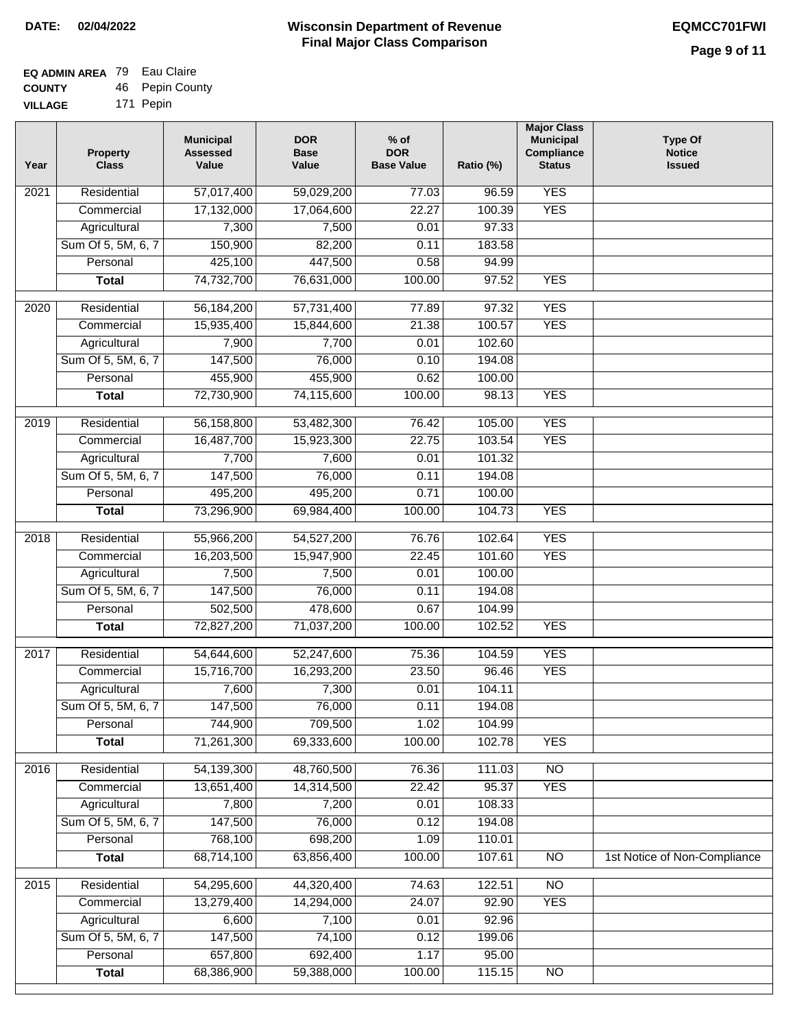**DATE: 02/04/2022**

# Wisconsin Department of Revenue
## Final Major Class Comparison

**EQMCC701FWI**

**EQ ADMIN AREA** 79 Eau Claire
**COUNTY** 46 Pepin County
**VILLAGE** 171 Pepin

| Year | Property Class | Municipal Assessed Value | DOR Base Value | % of DOR Base Value | Ratio (%) | Major Class Municipal Compliance Status | Type Of Notice Issued |
|---|---|---|---|---|---|---|---|
| 2021 | Residential | 57,017,400 | 59,029,200 | 77.03 | 96.59 | YES | |
| | Commercial | 17,132,000 | 17,064,600 | 22.27 | 100.39 | YES | |
| | Agricultural | 7,300 | 7,500 | 0.01 | 97.33 | | |
| | Sum Of 5, 5M, 6, 7 | 150,900 | 82,200 | 0.11 | 183.58 | | |
| | Personal | 425,100 | 447,500 | 0.58 | 94.99 | | |
| | **Total** | 74,732,700 | 76,631,000 | 100.00 | 97.52 | YES | |
| 2020 | Residential | 56,184,200 | 57,731,400 | 77.89 | 97.32 | YES | |
| | Commercial | 15,935,400 | 15,844,600 | 21.38 | 100.57 | YES | |
| | Agricultural | 7,900 | 7,700 | 0.01 | 102.60 | | |
| | Sum Of 5, 5M, 6, 7 | 147,500 | 76,000 | 0.10 | 194.08 | | |
| | Personal | 455,900 | 455,900 | 0.62 | 100.00 | | |
| | **Total** | 72,730,900 | 74,115,600 | 100.00 | 98.13 | YES | |
| 2019 | Residential | 56,158,800 | 53,482,300 | 76.42 | 105.00 | YES | |
| | Commercial | 16,487,700 | 15,923,300 | 22.75 | 103.54 | YES | |
| | Agricultural | 7,700 | 7,600 | 0.01 | 101.32 | | |
| | Sum Of 5, 5M, 6, 7 | 147,500 | 76,000 | 0.11 | 194.08 | | |
| | Personal | 495,200 | 495,200 | 0.71 | 100.00 | | |
| | **Total** | 73,296,900 | 69,984,400 | 100.00 | 104.73 | YES | |
| 2018 | Residential | 55,966,200 | 54,527,200 | 76.76 | 102.64 | YES | |
| | Commercial | 16,203,500 | 15,947,900 | 22.45 | 101.60 | YES | |
| | Agricultural | 7,500 | 7,500 | 0.01 | 100.00 | | |
| | Sum Of 5, 5M, 6, 7 | 147,500 | 76,000 | 0.11 | 194.08 | | |
| | Personal | 502,500 | 478,600 | 0.67 | 104.99 | | |
| | **Total** | 72,827,200 | 71,037,200 | 100.00 | 102.52 | YES | |
| 2017 | Residential | 54,644,600 | 52,247,600 | 75.36 | 104.59 | YES | |
| | Commercial | 15,716,700 | 16,293,200 | 23.50 | 96.46 | YES | |
| | Agricultural | 7,600 | 7,300 | 0.01 | 104.11 | | |
| | Sum Of 5, 5M, 6, 7 | 147,500 | 76,000 | 0.11 | 194.08 | | |
| | Personal | 744,900 | 709,500 | 1.02 | 104.99 | | |
| | **Total** | 71,261,300 | 69,333,600 | 100.00 | 102.78 | YES | |
| 2016 | Residential | 54,139,300 | 48,760,500 | 76.36 | 111.03 | NO | |
| | Commercial | 13,651,400 | 14,314,500 | 22.42 | 95.37 | YES | |
| | Agricultural | 7,800 | 7,200 | 0.01 | 108.33 | | |
| | Sum Of 5, 5M, 6, 7 | 147,500 | 76,000 | 0.12 | 194.08 | | |
| | Personal | 768,100 | 698,200 | 1.09 | 110.01 | | |
| | **Total** | 68,714,100 | 63,856,400 | 100.00 | 107.61 | NO | 1st Notice of Non-Compliance |
| 2015 | Residential | 54,295,600 | 44,320,400 | 74.63 | 122.51 | NO | |
| | Commercial | 13,279,400 | 14,294,000 | 24.07 | 92.90 | YES | |
| | Agricultural | 6,600 | 7,100 | 0.01 | 92.96 | | |
| | Sum Of 5, 5M, 6, 7 | 147,500 | 74,100 | 0.12 | 199.06 | | |
| | Personal | 657,800 | 692,400 | 1.17 | 95.00 | | |
| | **Total** | 68,386,900 | 59,388,000 | 100.00 | 115.15 | NO | |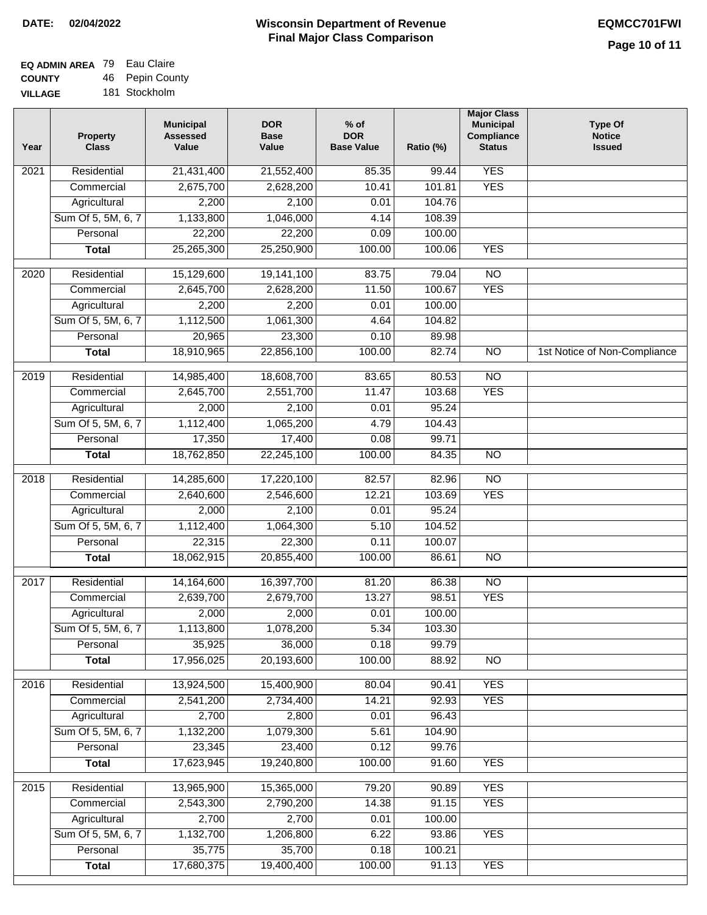**DATE:** 02/04/2022

# Wisconsin Department of Revenue
## Final Major Class Comparison

**EQMCC701FWI**

**EQ ADMIN AREA** 79 Eau Claire
**COUNTY** 46 Pepin County
**VILLAGE** 181 Stockholm

| Year | Property Class | Municipal Assessed Value | DOR Base Value | % of DOR Base Value | Ratio (%) | Major Class Municipal Compliance Status | Type Of Notice Issued |
|---|---|---|---|---|---|---|---|
| 2021 | Residential | 21,431,400 | 21,552,400 | 85.35 | 99.44 | YES | |
| | Commercial | 2,675,700 | 2,628,200 | 10.41 | 101.81 | YES | |
| | Agricultural | 2,200 | 2,100 | 0.01 | 104.76 | | |
| | Sum Of 5, 5M, 6, 7 | 1,133,800 | 1,046,000 | 4.14 | 108.39 | | |
| | Personal | 22,200 | 22,200 | 0.09 | 100.00 | | |
| | **Total** | 25,265,300 | 25,250,900 | 100.00 | 100.06 | YES | |
| 2020 | Residential | 15,129,600 | 19,141,100 | 83.75 | 79.04 | NO | |
| | Commercial | 2,645,700 | 2,628,200 | 11.50 | 100.67 | YES | |
| | Agricultural | 2,200 | 2,200 | 0.01 | 100.00 | | |
| | Sum Of 5, 5M, 6, 7 | 1,112,500 | 1,061,300 | 4.64 | 104.82 | | |
| | Personal | 20,965 | 23,300 | 0.10 | 89.98 | | |
| | **Total** | 18,910,965 | 22,856,100 | 100.00 | 82.74 | NO | 1st Notice of Non-Compliance |
| 2019 | Residential | 14,985,400 | 18,608,700 | 83.65 | 80.53 | NO | |
| | Commercial | 2,645,700 | 2,551,700 | 11.47 | 103.68 | YES | |
| | Agricultural | 2,000 | 2,100 | 0.01 | 95.24 | | |
| | Sum Of 5, 5M, 6, 7 | 1,112,400 | 1,065,200 | 4.79 | 104.43 | | |
| | Personal | 17,350 | 17,400 | 0.08 | 99.71 | | |
| | **Total** | 18,762,850 | 22,245,100 | 100.00 | 84.35 | NO | |
| 2018 | Residential | 14,285,600 | 17,220,100 | 82.57 | 82.96 | NO | |
| | Commercial | 2,640,600 | 2,546,600 | 12.21 | 103.69 | YES | |
| | Agricultural | 2,000 | 2,100 | 0.01 | 95.24 | | |
| | Sum Of 5, 5M, 6, 7 | 1,112,400 | 1,064,300 | 5.10 | 104.52 | | |
| | Personal | 22,315 | 22,300 | 0.11 | 100.07 | | |
| | **Total** | 18,062,915 | 20,855,400 | 100.00 | 86.61 | NO | |
| 2017 | Residential | 14,164,600 | 16,397,700 | 81.20 | 86.38 | NO | |
| | Commercial | 2,639,700 | 2,679,700 | 13.27 | 98.51 | YES | |
| | Agricultural | 2,000 | 2,000 | 0.01 | 100.00 | | |
| | Sum Of 5, 5M, 6, 7 | 1,113,800 | 1,078,200 | 5.34 | 103.30 | | |
| | Personal | 35,925 | 36,000 | 0.18 | 99.79 | | |
| | **Total** | 17,956,025 | 20,193,600 | 100.00 | 88.92 | NO | |
| 2016 | Residential | 13,924,500 | 15,400,900 | 80.04 | 90.41 | YES | |
| | Commercial | 2,541,200 | 2,734,400 | 14.21 | 92.93 | YES | |
| | Agricultural | 2,700 | 2,800 | 0.01 | 96.43 | | |
| | Sum Of 5, 5M, 6, 7 | 1,132,200 | 1,079,300 | 5.61 | 104.90 | | |
| | Personal | 23,345 | 23,400 | 0.12 | 99.76 | | |
| | **Total** | 17,623,945 | 19,240,800 | 100.00 | 91.60 | YES | |
| 2015 | Residential | 13,965,900 | 15,365,000 | 79.20 | 90.89 | YES | |
| | Commercial | 2,543,300 | 2,790,200 | 14.38 | 91.15 | YES | |
| | Agricultural | 2,700 | 2,700 | 0.01 | 100.00 | | |
| | Sum Of 5, 5M, 6, 7 | 1,132,700 | 1,206,800 | 6.22 | 93.86 | YES | |
| | Personal | 35,775 | 35,700 | 0.18 | 100.21 | | |
| | **Total** | 17,680,375 | 19,400,400 | 100.00 | 91.13 | YES | |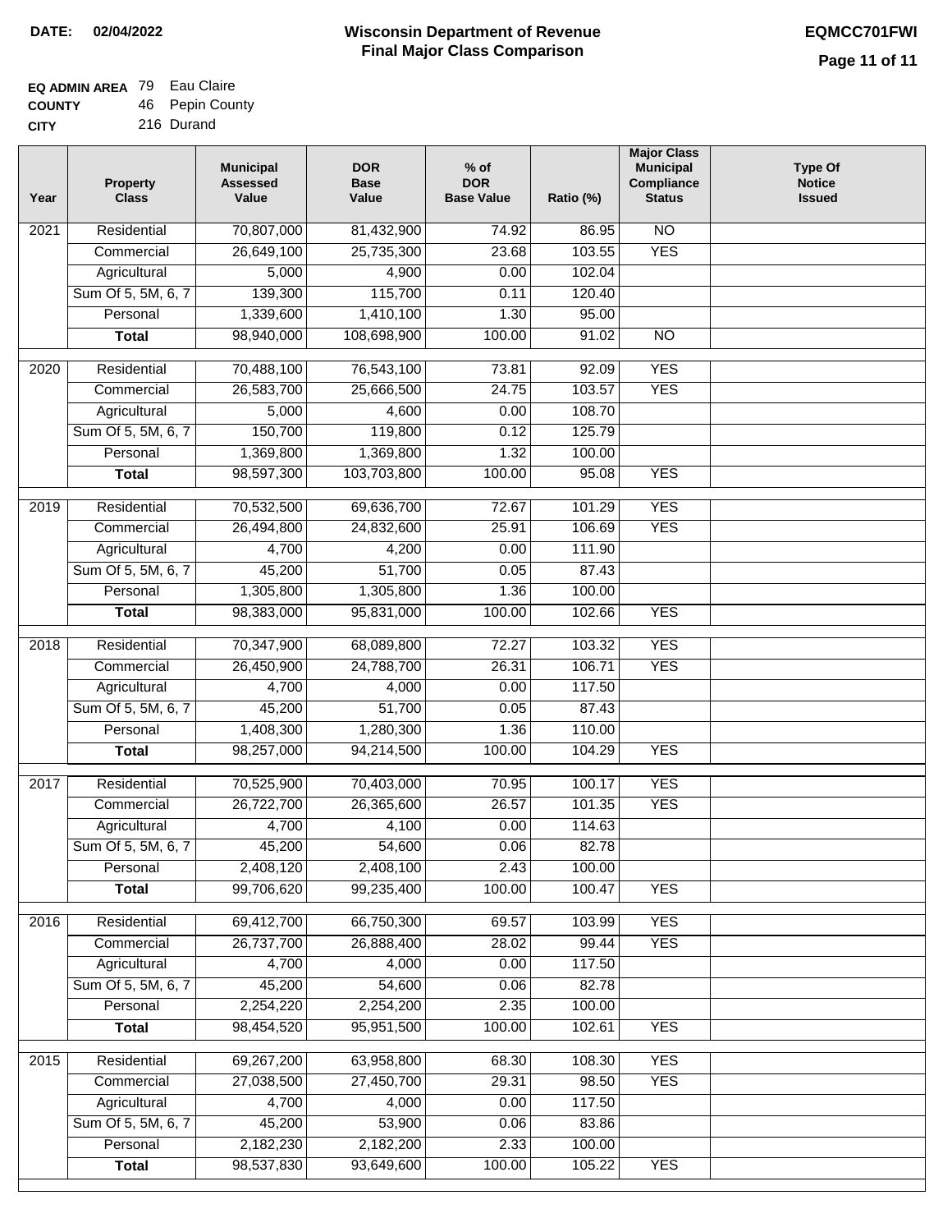**DATE:** 02/04/2022

# Wisconsin Department of Revenue
## Final Major Class Comparison

**EQMCC701FWI**

**EQ ADMIN AREA** 79 Eau Claire
**COUNTY** 46 Pepin County
**CITY** 216 Durand

| Year | Property Class | Municipal Assessed Value | DOR Base Value | % of DOR Base Value | Ratio (%) | Major Class Municipal Compliance Status | Type Of Notice Issued |
|---|---|---|---|---|---|---|---|
| 2021 | Residential | 70,807,000 | 81,432,900 | 74.92 | 86.95 | NO | |
| | Commercial | 26,649,100 | 25,735,300 | 23.68 | 103.55 | YES | |
| | Agricultural | 5,000 | 4,900 | 0.00 | 102.04 | | |
| | Sum Of 5, 5M, 6, 7 | 139,300 | 115,700 | 0.11 | 120.40 | | |
| | Personal | 1,339,600 | 1,410,100 | 1.30 | 95.00 | | |
| | **Total** | 98,940,000 | 108,698,900 | 100.00 | 91.02 | NO | |
| 2020 | Residential | 70,488,100 | 76,543,100 | 73.81 | 92.09 | YES | |
| | Commercial | 26,583,700 | 25,666,500 | 24.75 | 103.57 | YES | |
| | Agricultural | 5,000 | 4,600 | 0.00 | 108.70 | | |
| | Sum Of 5, 5M, 6, 7 | 150,700 | 119,800 | 0.12 | 125.79 | | |
| | Personal | 1,369,800 | 1,369,800 | 1.32 | 100.00 | | |
| | **Total** | 98,597,300 | 103,703,800 | 100.00 | 95.08 | YES | |
| 2019 | Residential | 70,532,500 | 69,636,700 | 72.67 | 101.29 | YES | |
| | Commercial | 26,494,800 | 24,832,600 | 25.91 | 106.69 | YES | |
| | Agricultural | 4,700 | 4,200 | 0.00 | 111.90 | | |
| | Sum Of 5, 5M, 6, 7 | 45,200 | 51,700 | 0.05 | 87.43 | | |
| | Personal | 1,305,800 | 1,305,800 | 1.36 | 100.00 | | |
| | **Total** | 98,383,000 | 95,831,000 | 100.00 | 102.66 | YES | |
| 2018 | Residential | 70,347,900 | 68,089,800 | 72.27 | 103.32 | YES | |
| | Commercial | 26,450,900 | 24,788,700 | 26.31 | 106.71 | YES | |
| | Agricultural | 4,700 | 4,000 | 0.00 | 117.50 | | |
| | Sum Of 5, 5M, 6, 7 | 45,200 | 51,700 | 0.05 | 87.43 | | |
| | Personal | 1,408,300 | 1,280,300 | 1.36 | 110.00 | | |
| | **Total** | 98,257,000 | 94,214,500 | 100.00 | 104.29 | YES | |
| 2017 | Residential | 70,525,900 | 70,403,000 | 70.95 | 100.17 | YES | |
| | Commercial | 26,722,700 | 26,365,600 | 26.57 | 101.35 | YES | |
| | Agricultural | 4,700 | 4,100 | 0.00 | 114.63 | | |
| | Sum Of 5, 5M, 6, 7 | 45,200 | 54,600 | 0.06 | 82.78 | | |
| | Personal | 2,408,120 | 2,408,100 | 2.43 | 100.00 | | |
| | **Total** | 99,706,620 | 99,235,400 | 100.00 | 100.47 | YES | |
| 2016 | Residential | 69,412,700 | 66,750,300 | 69.57 | 103.99 | YES | |
| | Commercial | 26,737,700 | 26,888,400 | 28.02 | 99.44 | YES | |
| | Agricultural | 4,700 | 4,000 | 0.00 | 117.50 | | |
| | Sum Of 5, 5M, 6, 7 | 45,200 | 54,600 | 0.06 | 82.78 | | |
| | Personal | 2,254,220 | 2,254,200 | 2.35 | 100.00 | | |
| | **Total** | 98,454,520 | 95,951,500 | 100.00 | 102.61 | YES | |
| 2015 | Residential | 69,267,200 | 63,958,800 | 68.30 | 108.30 | YES | |
| | Commercial | 27,038,500 | 27,450,700 | 29.31 | 98.50 | YES | |
| | Agricultural | 4,700 | 4,000 | 0.00 | 117.50 | | |
| | Sum Of 5, 5M, 6, 7 | 45,200 | 53,900 | 0.06 | 83.86 | | |
| | Personal | 2,182,230 | 2,182,200 | 2.33 | 100.00 | | |
| | **Total** | 98,537,830 | 93,649,600 | 100.00 | 105.22 | YES | |